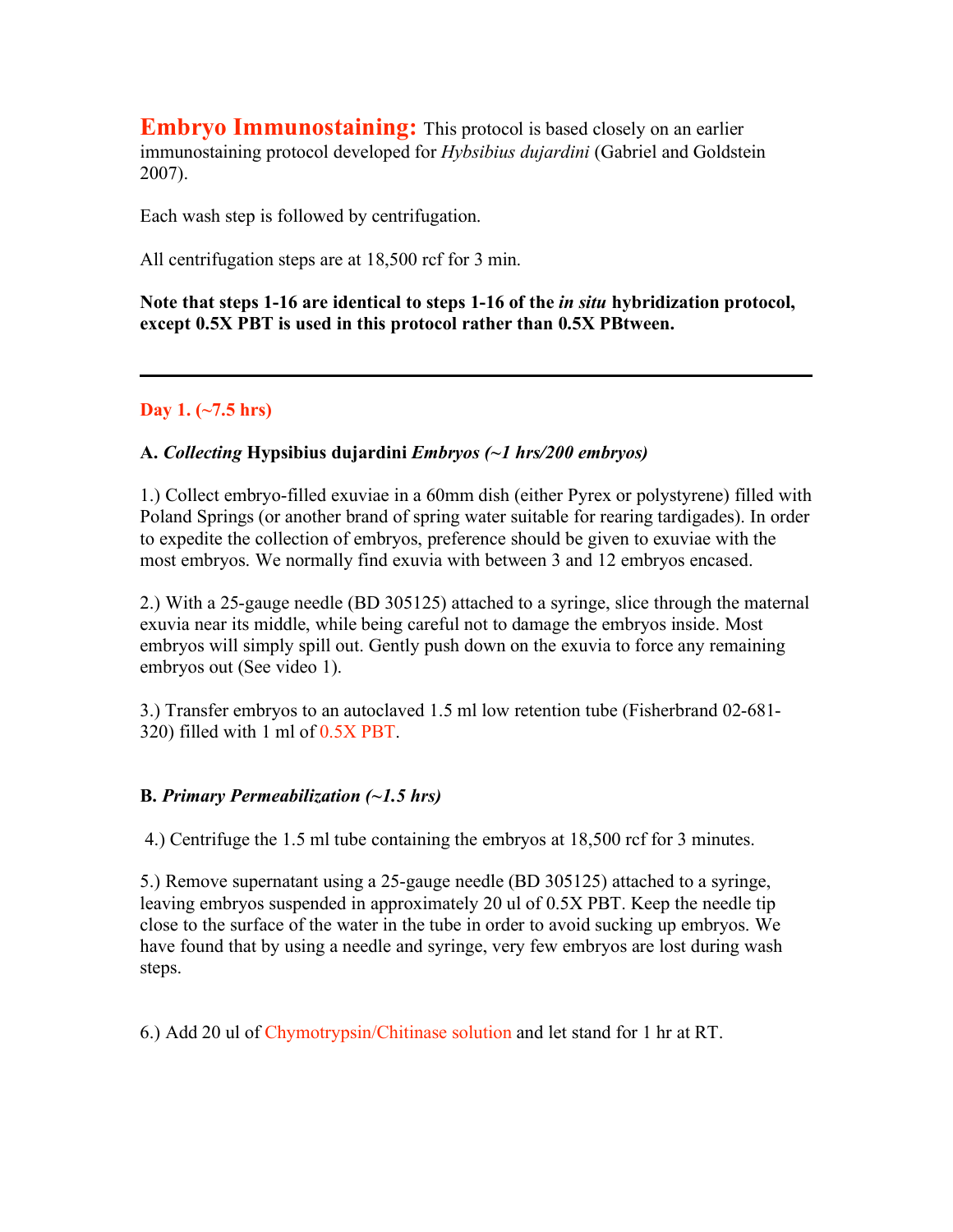# **Embryo Immunostaining:** This protocol is based closely on an earlier immunostaining protocol developed for *Hybsibius dujardini* (Gabriel and Goldstein 2007).

Each wash step is followed by centrifugation.

All centrifugation steps are at 18,500 rcf for 3 min.

**Note that steps 1-16 are identical to steps 1-16 of the *in situ* hybridization protocol, except 0.5X PBT is used in this protocol rather than 0.5X PBtween.**

---

## Day 1. (~7.5 hrs)

### A. *Collecting* Hypsibius dujardini *Embryos (~1 hrs/200 embryos)*

1.) Collect embryo-filled exuviae in a 60mm dish (either Pyrex or polystyrene) filled with Poland Springs (or another brand of spring water suitable for rearing tardigades). In order to expedite the collection of embryos, preference should be given to exuviae with the most embryos. We normally find exuvia with between 3 and 12 embryos encased.

2.) With a 25-gauge needle (BD 305125) attached to a syringe, slice through the maternal exuvia near its middle, while being careful not to damage the embryos inside. Most embryos will simply spill out. Gently push down on the exuvia to force any remaining embryos out (See video 1).

3.) Transfer embryos to an autoclaved 1.5 ml low retention tube (Fisherbrand 02-681-320) filled with 1 ml of 0.5X PBT.

### B. *Primary Permeabilization (~1.5 hrs)*

4.) Centrifuge the 1.5 ml tube containing the embryos at 18,500 rcf for 3 minutes.

5.) Remove supernatant using a 25-gauge needle (BD 305125) attached to a syringe, leaving embryos suspended in approximately 20 ul of 0.5X PBT. Keep the needle tip close to the surface of the water in the tube in order to avoid sucking up embryos. We have found that by using a needle and syringe, very few embryos are lost during wash steps.

6.) Add 20 ul of Chymotrypsin/Chitinase solution and let stand for 1 hr at RT.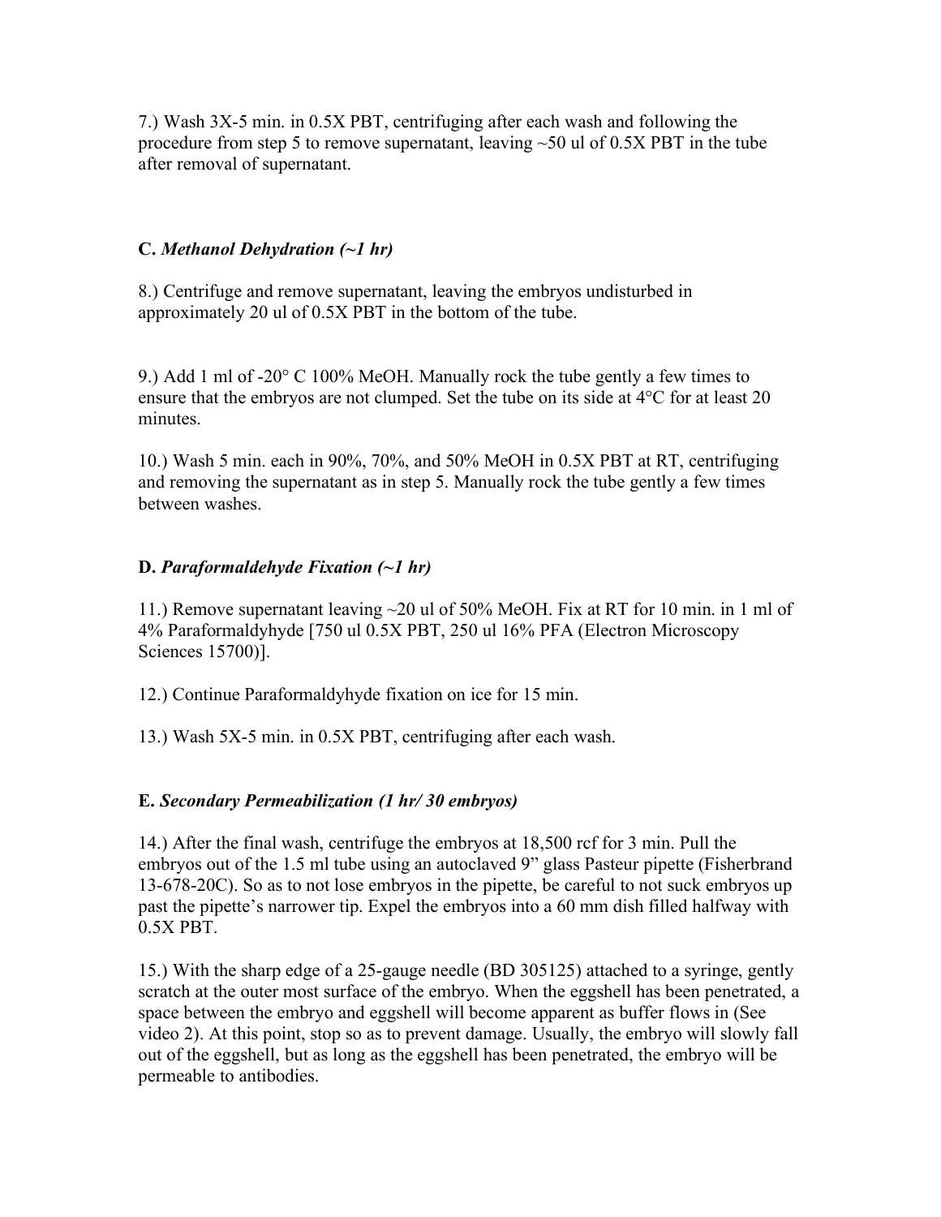7.) Wash 3X-5 min. in 0.5X PBT, centrifuging after each wash and following the procedure from step 5 to remove supernatant, leaving ~50 ul of 0.5X PBT in the tube after removal of supernatant.

**C.** ***Methanol Dehydration (~1 hr)***

8.) Centrifuge and remove supernatant, leaving the embryos undisturbed in approximately 20 ul of 0.5X PBT in the bottom of the tube.

9.) Add 1 ml of -20° C 100% MeOH. Manually rock the tube gently a few times to ensure that the embryos are not clumped. Set the tube on its side at 4°C for at least 20 minutes.

10.) Wash 5 min. each in 90%, 70%, and 50% MeOH in 0.5X PBT at RT, centrifuging and removing the supernatant as in step 5. Manually rock the tube gently a few times between washes.

**D.** ***Paraformaldehyde Fixation (~1 hr)***

11.) Remove supernatant leaving ~20 ul of 50% MeOH. Fix at RT for 10 min. in 1 ml of 4% Paraformaldyhyde [750 ul 0.5X PBT, 250 ul 16% PFA (Electron Microscopy Sciences 15700)].

12.) Continue Paraformaldyhyde fixation on ice for 15 min.

13.) Wash 5X-5 min. in 0.5X PBT, centrifuging after each wash.

**E.** ***Secondary Permeabilization (1 hr/ 30 embryos)***

14.) After the final wash, centrifuge the embryos at 18,500 rcf for 3 min. Pull the embryos out of the 1.5 ml tube using an autoclaved 9" glass Pasteur pipette (Fisherbrand 13-678-20C). So as to not lose embryos in the pipette, be careful to not suck embryos up past the pipette's narrower tip. Expel the embryos into a 60 mm dish filled halfway with 0.5X PBT.

15.) With the sharp edge of a 25-gauge needle (BD 305125) attached to a syringe, gently scratch at the outer most surface of the embryo. When the eggshell has been penetrated, a space between the embryo and eggshell will become apparent as buffer flows in (See video 2). At this point, stop so as to prevent damage. Usually, the embryo will slowly fall out of the eggshell, but as long as the eggshell has been penetrated, the embryo will be permeable to antibodies.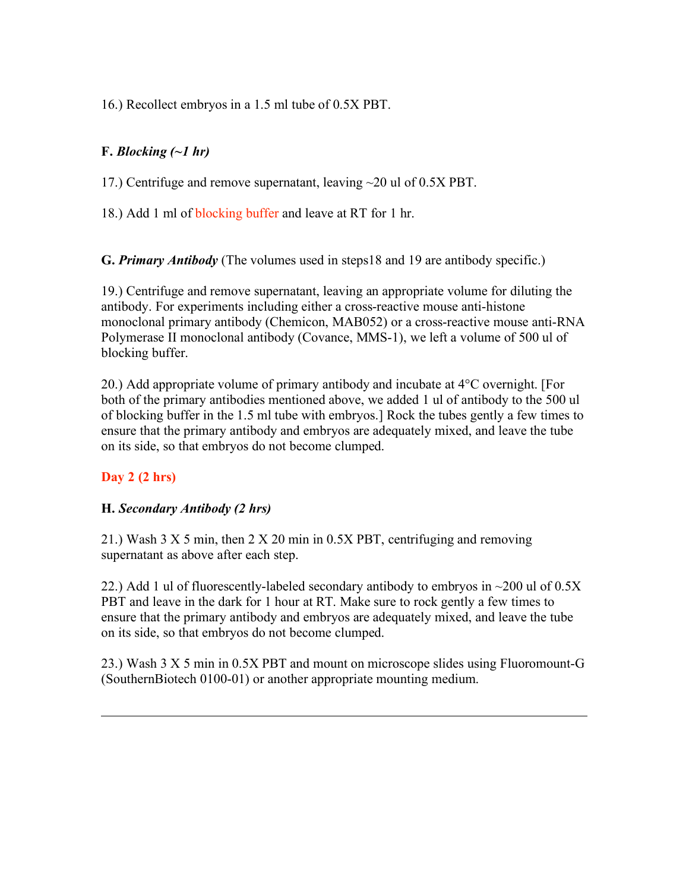16.) Recollect embryos in a 1.5 ml tube of 0.5X PBT.

**F.** ***Blocking (~1 hr)***

17.) Centrifuge and remove supernatant, leaving ~20 ul of 0.5X PBT.

18.) Add 1 ml of blocking buffer and leave at RT for 1 hr.

**G.** ***Primary Antibody*** (The volumes used in steps18 and 19 are antibody specific.)

19.) Centrifuge and remove supernatant, leaving an appropriate volume for diluting the antibody. For experiments including either a cross-reactive mouse anti-histone monoclonal primary antibody (Chemicon, MAB052) or a cross-reactive mouse anti-RNA Polymerase II monoclonal antibody (Covance, MMS-1), we left a volume of 500 ul of blocking buffer.

20.) Add appropriate volume of primary antibody and incubate at 4°C overnight. [For both of the primary antibodies mentioned above, we added 1 ul of antibody to the 500 ul of blocking buffer in the 1.5 ml tube with embryos.] Rock the tubes gently a few times to ensure that the primary antibody and embryos are adequately mixed, and leave the tube on its side, so that embryos do not become clumped.

**Day 2 (2 hrs)**

**H.** ***Secondary Antibody (2 hrs)***

21.) Wash 3 X 5 min, then 2 X 20 min in 0.5X PBT, centrifuging and removing supernatant as above after each step.

22.) Add 1 ul of fluorescently-labeled secondary antibody to embryos in ~200 ul of 0.5X PBT and leave in the dark for 1 hour at RT. Make sure to rock gently a few times to ensure that the primary antibody and embryos are adequately mixed, and leave the tube on its side, so that embryos do not become clumped.

23.) Wash 3 X 5 min in 0.5X PBT and mount on microscope slides using Fluoromount-G (SouthernBiotech 0100-01) or another appropriate mounting medium.

---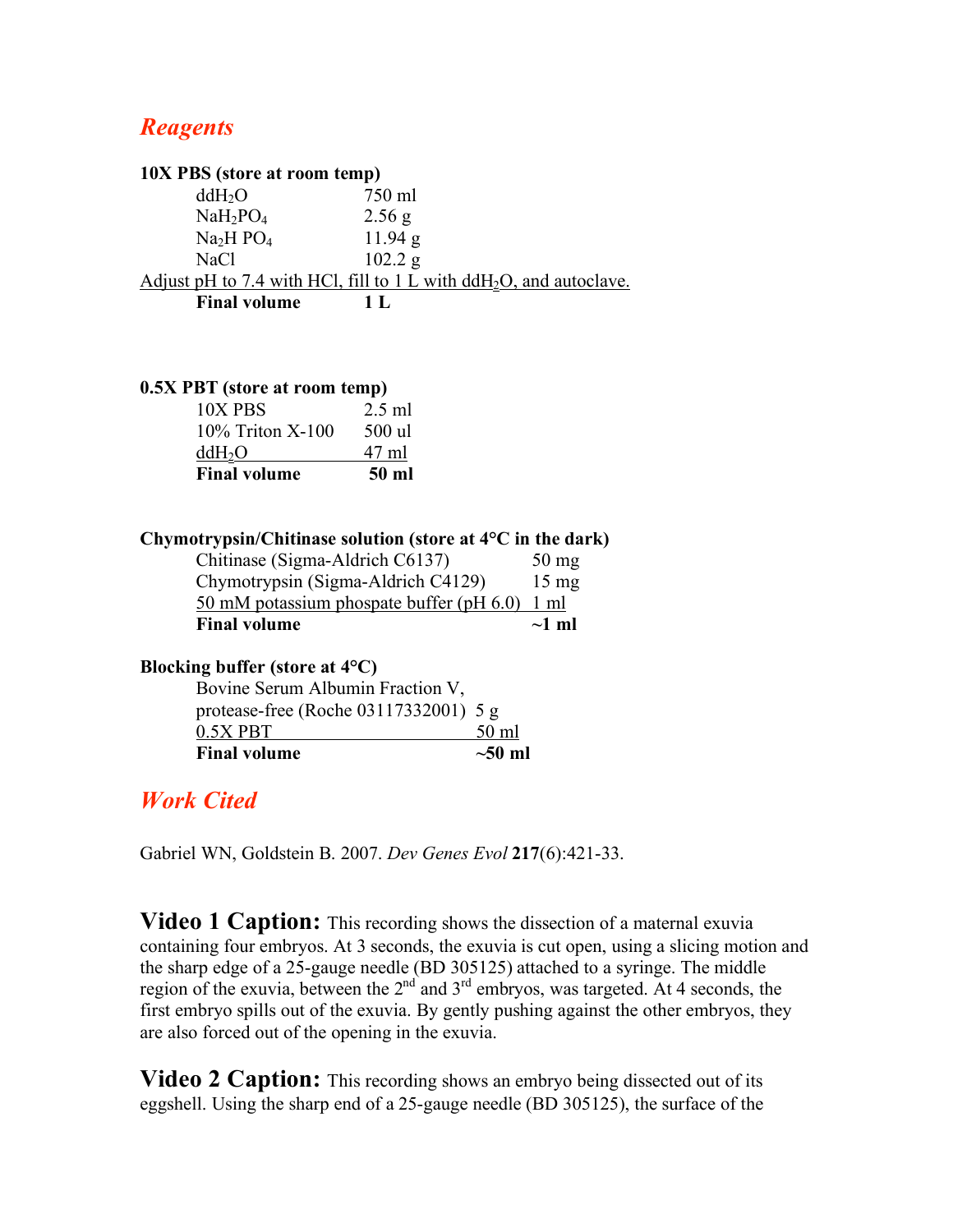## *Reagents*

**10X PBS (store at room temp)**

| | |
|---|---|
| $ddH_2O$ | 750 ml |
| $NaH_2PO_4$ | 2.56 g |
| $Na_2HPO_4$ | 11.94 g |
| NaCl | 102.2 g |

Adjust pH to 7.4 with HCl, fill to 1 L with $ddH_2O$, and autoclave.

| | |
|---|---|
| **Final volume** | **1 L** |

**0.5X PBT (store at room temp)**

| | |
|---|---|
| 10X PBS | 2.5 ml |
| 10% Triton X-100 | 500 ul |
| $ddH_2O$ | 47 ml |
| **Final volume** | **50 ml** |

**Chymotrypsin/Chitinase solution (store at 4°C in the dark)**

| | |
|---|---|
| Chitinase (Sigma-Aldrich C6137) | 50 mg |
| Chymotrypsin (Sigma-Aldrich C4129) | 15 mg |
| 50 mM potassium phospate buffer (pH 6.0) | 1 ml |
| **Final volume** | **~1 ml** |

**Blocking buffer (store at 4°C)**

| | |
|---|---|
| Bovine Serum Albumin Fraction V, protease-free (Roche 03117332001) | 5 g |
| 0.5X PBT | 50 ml |
| **Final volume** | **~50 ml** |

## *Work Cited*

Gabriel WN, Goldstein B. 2007. *Dev Genes Evol* **217**(6):421-33.

**Video 1 Caption:** This recording shows the dissection of a maternal exuvia containing four embryos. At 3 seconds, the exuvia is cut open, using a slicing motion and the sharp edge of a 25-gauge needle (BD 305125) attached to a syringe. The middle region of the exuvia, between the 2nd and 3rd embryos, was targeted. At 4 seconds, the first embryo spills out of the exuvia. By gently pushing against the other embryos, they are also forced out of the opening in the exuvia.

**Video 2 Caption:** This recording shows an embryo being dissected out of its eggshell. Using the sharp end of a 25-gauge needle (BD 305125), the surface of the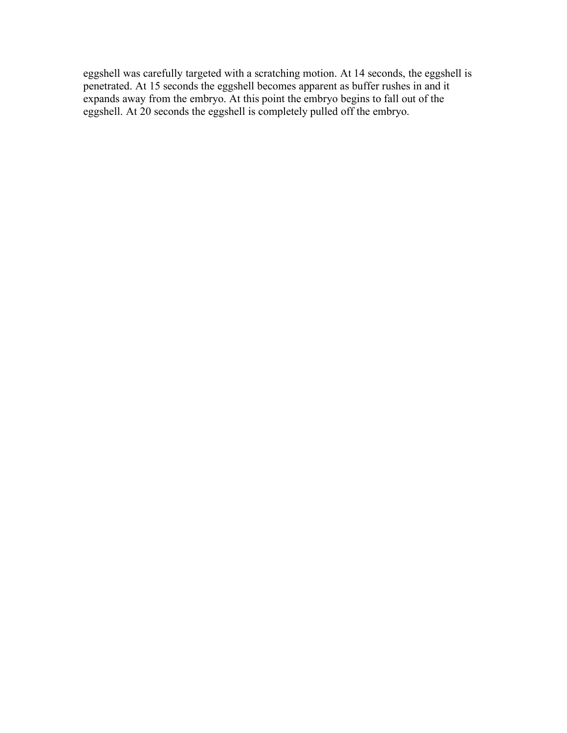eggshell was carefully targeted with a scratching motion. At 14 seconds, the eggshell is penetrated. At 15 seconds the eggshell becomes apparent as buffer rushes in and it expands away from the embryo. At this point the embryo begins to fall out of the eggshell. At 20 seconds the eggshell is completely pulled off the embryo.